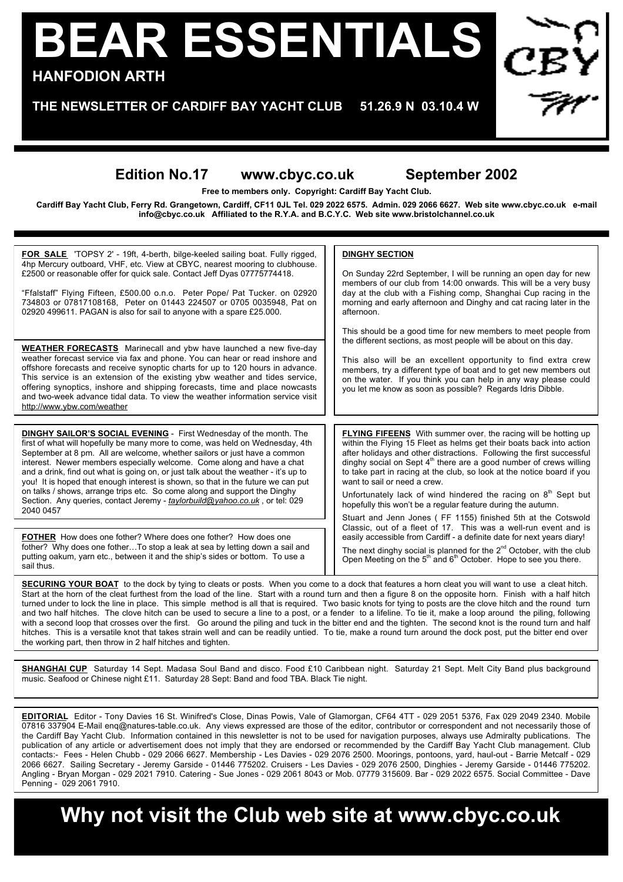# BEAR ESSENTIALS

**HANFODION ARTH**

**THE NEWSLETTER OF CARDIFF BAY YACHT CLUB 51.26.9 N 03.10.4 W**

## Edition No.17 www.cbyc.co.uk September 2002

**Free to members only. Copyright: Cardiff Bay Yacht Club.**

**Cardiff Bay Yacht Club, Ferry Rd. Grangetown, Cardiff, CF11 0JL Tel. 029 2022 6575. Admin. 029 2066 6627. Web site www.cbyc.co.uk e-mail info@cbyc.co.uk Affiliated to the R.Y.A. and B.C.Y.C. Web site www.bristolchannel.co.uk**

**FOR SALE** 'TOPSY 2' - 19ft, 4-berth, bilge-keeled sailing boat. Fully rigged, 4hp Mercury outboard, VHF, etc. View at CBYC, nearest mooring to clubhouse. £2500 or reasonable offer for quick sale. Contact Jeff Dyas 07775774418.

"Ffalstaff" Flying Fifteen, £500.00 o.n.o. Peter Pope/ Pat Tucker. on 02920 734803 or 07817108168, Peter on 01443 224507 or 0705 0035948, Pat on 02920 499611. PAGAN is also for sail to anyone with a spare £25.000.

**WEATHER FORECASTS** Marinecall and ybw have launched a new five-day weather forecast service via fax and phone. You can hear or read inshore and offshore forecasts and receive synoptic charts for up to 120 hours in advance. This service is an extension of the existing ybw weather and tides service, offering synoptics, inshore and shipping forecasts, time and place nowcasts and two-week advance tidal data. To view the weather information service visit http://www.ybw.com/weather

**DINGHY SAILOR'S SOCIAL EVENING** - First Wednesday of the month. The first of what will hopefully be many more to come, was held on Wednesday, 4th September at 8 pm. All are welcome, whether sailors or just have a common interest. Newer members especially welcome. Come along and have a chat and a drink, find out what is going on, or just talk about the weather - it's up to you! It is hoped that enough interest is shown, so that in the future we can put on talks / shows, arrange trips etc. So come along and support the Dinghy Section. Any queries, contact Jeremy - *taylorbuild@yahoo.co.uk* , or tel: 029 2040 0457

**FOTHER** How does one fother? Where does one fother? How does one fother? Why does one fother…To stop a leak at sea by letting down a sail and putting oakum, yarn etc., between it and the ship's sides or bottom. To use a sail thus.

**DINGHY SECTION**

On Sunday 22rd September, I will be running an open day for new members of our club from 14:00 onwards. This will be a very busy day at the club with a Fishing comp, Shanghai Cup racing in the morning and early afternoon and Dinghy and cat racing later in the afternoon.

This should be a good time for new members to meet people from the different sections, as most people will be about on this day.

This also will be an excellent opportunity to find extra crew members, try a different type of boat and to get new members out on the water. If you think you can help in any way please could you let me know as soon as possible? Regards Idris Dibble.

**FLYING FIFEENS** With summer over, the racing will be hotting up within the Flying 15 Fleet as helms get their boats back into action after holidays and other distractions. Following the first successful dinghy social on Sept 4th there are a good number of crews willing to take part in racing at the club, so look at the notice board if you want to sail or need a crew.

Unfortunately lack of wind hindered the racing on 8th Sept but hopefully this won't be a regular feature during the autumn.

Stuart and Jenn Jones ( FF 1155) finished 5th at the Cotswold Classic, out of a fleet of 17. This was a well-run event and is easily accessible from Cardiff - a definite date for next years diary!

The next dinghy social is planned for the 2nd October, with the club Open Meeting on the 5th and 6th October. Hope to see you there.

**SECURING YOUR BOAT** to the dock by tying to cleats or posts. When you come to a dock that features a horn cleat you will want to use a cleat hitch. Start at the horn of the cleat furthest from the load of the line. Start with a round turn and then a figure 8 on the opposite horn. Finish with a half hitch turned under to lock the line in place. This simple method is all that is required. Two basic knots for tying to posts are the clove hitch and the round turn and two half hitches. The clove hitch can be used to secure a line to a post, or a fender to a lifeline. To tie it, make a loop around the piling, following with a second loop that crosses over the first. Go around the piling and tuck in the bitter end and the tighten. The second knot is the round turn and half hitches. This is a versatile knot that takes strain well and can be readily untied. To tie, make a round turn around the dock post, put the bitter end over the working part, then throw in 2 half hitches and tighten.

**SHANGHAI CUP** Saturday 14 Sept. Madasa Soul Band and disco. Food £10 Caribbean night. Saturday 21 Sept. Melt City Band plus background music. Seafood or Chinese night £11. Saturday 28 Sept: Band and food TBA. Black Tie night.

**EDITORIAL** Editor - Tony Davies 16 St. Winifred's Close, Dinas Powis, Vale of Glamorgan, CF64 4TT - 029 2051 5376, Fax 029 2049 2340. Mobile 07816 337904 E-Mail enq@natures-table.co.uk. Any views expressed are those of the editor, contributor or correspondent and not necessarily those of the Cardiff Bay Yacht Club. Information contained in this newsletter is not to be used for navigation purposes, always use Admiralty publications. The publication of any article or advertisement does not imply that they are endorsed or recommended by the Cardiff Bay Yacht Club management. Club contacts:- Fees - Helen Chubb - 029 2066 6627. Membership - Les Davies - 029 2076 2500. Moorings, pontoons, yard, haul-out - Barrie Metcalf - 029 2066 6627. Sailing Secretary - Jeremy Garside - 01446 775202. Cruisers - Les Davies - 029 2076 2500, Dinghies - Jeremy Garside - 01446 775202. Angling - Bryan Morgan - 029 2021 7910. Catering - Sue Jones - 029 2061 8043 or Mob. 07779 315609. Bar - 029 2022 6575. Social Committee - Dave Penning - 029 2061 7910.

## Why not visit the Club web site at www.cbyc.co.uk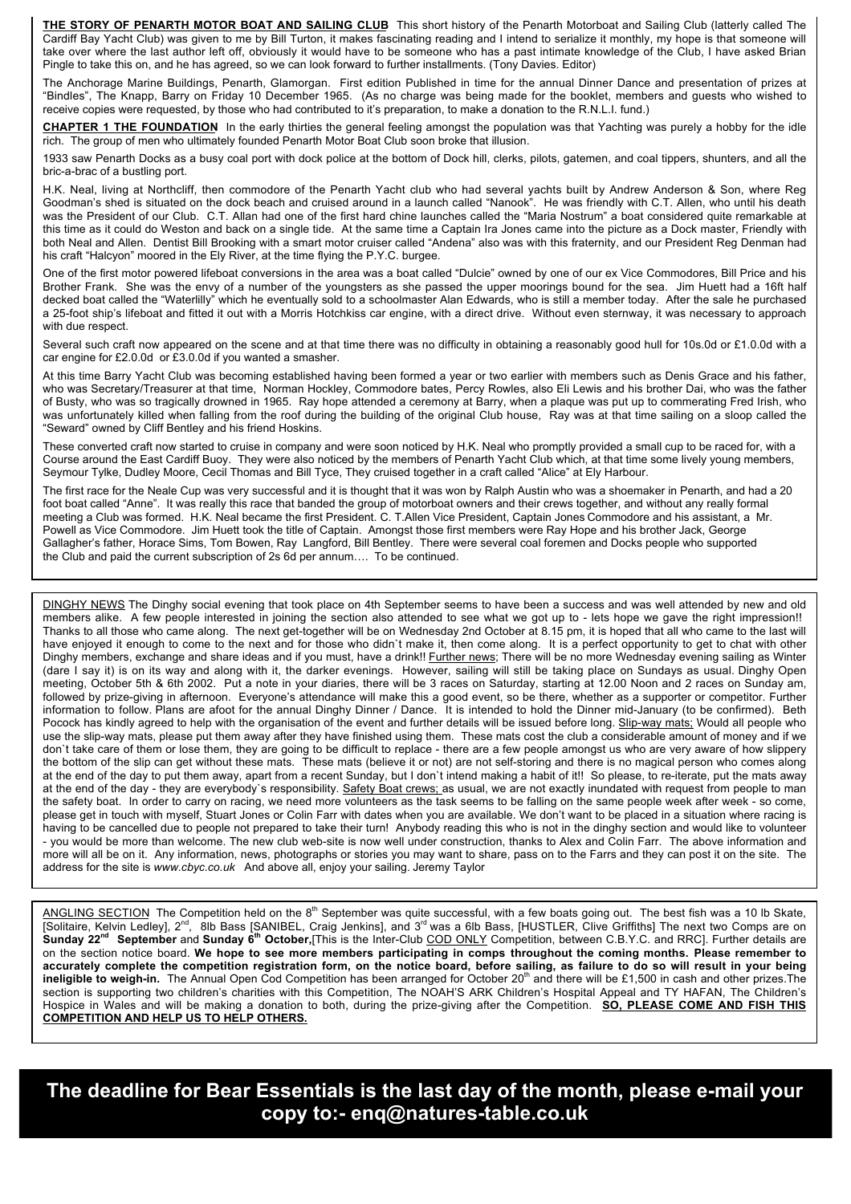**THE STORY OF PENARTH MOTOR BOAT AND SAILING CLUB** This short history of the Penarth Motorboat and Sailing Club (latterly called The Cardiff Bay Yacht Club) was given to me by Bill Turton, it makes fascinating reading and I intend to serialize it monthly, my hope is that someone will take over where the last author left off, obviously it would have to be someone who has a past intimate knowledge of the Club, I have asked Brian Pingle to take this on, and he has agreed, so we can look forward to further installments. (Tony Davies. Editor)

The Anchorage Marine Buildings, Penarth, Glamorgan. First edition Published in time for the annual Dinner Dance and presentation of prizes at "Bindles", The Knapp, Barry on Friday 10 December 1965. (As no charge was being made for the booklet, members and guests who wished to receive copies were requested, by those who had contributed to it's preparation, to make a donation to the R.N.L.I. fund.)

**CHAPTER 1 THE FOUNDATION** In the early thirties the general feeling amongst the population was that Yachting was purely a hobby for the idle rich. The group of men who ultimately founded Penarth Motor Boat Club soon broke that illusion.

1933 saw Penarth Docks as a busy coal port with dock police at the bottom of Dock hill, clerks, pilots, gatemen, and coal tippers, shunters, and all the bric-a-brac of a bustling port.

H.K. Neal, living at Northcliff, then commodore of the Penarth Yacht club who had several yachts built by Andrew Anderson & Son, where Reg Goodman's shed is situated on the dock beach and cruised around in a launch called "Nanook". He was friendly with C.T. Allen, who until his death was the President of our Club. C.T. Allan had one of the first hard chine launches called the "Maria Nostrum" a boat considered quite remarkable at this time as it could do Weston and back on a single tide. At the same time a Captain Ira Jones came into the picture as a Dock master, Friendly with both Neal and Allen. Dentist Bill Brooking with a smart motor cruiser called "Andena" also was with this fraternity, and our President Reg Denman had his craft "Halcyon" moored in the Ely River, at the time flying the P.Y.C. burgee.

One of the first motor powered lifeboat conversions in the area was a boat called "Dulcie" owned by one of our ex Vice Commodores, Bill Price and his Brother Frank. She was the envy of a number of the youngsters as she passed the upper moorings bound for the sea. Jim Huett had a 16ft half decked boat called the "Waterlilly" which he eventually sold to a schoolmaster Alan Edwards, who is still a member today. After the sale he purchased a 25-foot ship's lifeboat and fitted it out with a Morris Hotchkiss car engine, with a direct drive. Without even sternway, it was necessary to approach with due respect.

Several such craft now appeared on the scene and at that time there was no difficulty in obtaining a reasonably good hull for 10s.0d or £1.0.0d with a car engine for £2.0.0d or £3.0.0d if you wanted a smasher.

At this time Barry Yacht Club was becoming established having been formed a year or two earlier with members such as Denis Grace and his father, who was Secretary/Treasurer at that time, Norman Hockley, Commodore bates, Percy Rowles, also Eli Lewis and his brother Dai, who was the father of Busty, who was so tragically drowned in 1965. Ray hope attended a ceremony at Barry, when a plaque was put up to commerating Fred Irish, who was unfortunately killed when falling from the roof during the building of the original Club house, Ray was at that time sailing on a sloop called the "Seward" owned by Cliff Bentley and his friend Hoskins.

These converted craft now started to cruise in company and were soon noticed by H.K. Neal who promptly provided a small cup to be raced for, with a Course around the East Cardiff Buoy. They were also noticed by the members of Penarth Yacht Club which, at that time some lively young members, Seymour Tylke, Dudley Moore, Cecil Thomas and Bill Tyce, They cruised together in a craft called "Alice" at Ely Harbour.

The first race for the Neale Cup was very successful and it is thought that it was won by Ralph Austin who was a shoemaker in Penarth, and had a 20 foot boat called "Anne". It was really this race that banded the group of motorboat owners and their crews together, and without any really formal meeting a Club was formed. H.K. Neal became the first President. C. T.Allen Vice President, Captain Jones Commodore and his assistant, a Mr. Powell as Vice Commodore. Jim Huett took the title of Captain. Amongst those first members were Ray Hope and his brother Jack, George Gallagher's father, Horace Sims, Tom Bowen, Ray Langford, Bill Bentley. There were several coal foremen and Docks people who supported the Club and paid the current subscription of 2s 6d per annum.… To be continued.

DINGHY NEWS The Dinghy social evening that took place on 4th September seems to have been a success and was well attended by new and old members alike. A few people interested in joining the section also attended to see what we got up to - lets hope we gave the right impression!! Thanks to all those who came along. The next get-together will be on Wednesday 2nd October at 8.15 pm, it is hoped that all who came to the last will have enjoyed it enough to come to the next and for those who didn`t make it, then come along. It is a perfect opportunity to get to chat with other Dinghy members, exchange and share ideas and if you must, have a drink!! Further news; There will be no more Wednesday evening sailing as Winter (dare I say it) is on its way and along with it, the darker evenings. However, sailing will still be taking place on Sundays as usual. Dinghy Open meeting, October 5th & 6th 2002. Put a note in your diaries, there will be 3 races on Saturday, starting at 12.00 Noon and 2 races on Sunday am, followed by prize-giving in afternoon. Everyone's attendance will make this a good event, so be there, whether as a supporter or competitor. Further information to follow. Plans are afoot for the annual Dinghy Dinner / Dance. It is intended to hold the Dinner mid-January (to be confirmed). Beth Pocock has kindly agreed to help with the organisation of the event and further details will be issued before long. Slip-way mats; Would all people who use the slip-way mats, please put them away after they have finished using them. These mats cost the club a considerable amount of money and if we don`t take care of them or lose them, they are going to be difficult to replace - there are a few people amongst us who are very aware of how slippery the bottom of the slip can get without these mats. These mats (believe it or not) are not self-storing and there is no magical person who comes along at the end of the day to put them away, apart from a recent Sunday, but I don`t intend making a habit of it!! So please, to re-iterate, put the mats away at the end of the day - they are everybody`s responsibility. Safety Boat crews; as usual, we are not exactly inundated with request from people to man the safety boat. In order to carry on racing, we need more volunteers as the task seems to be falling on the same people week after week - so come, please get in touch with myself, Stuart Jones or Colin Farr with dates when you are available. We don't want to be placed in a situation where racing is having to be cancelled due to people not prepared to take their turn! Anybody reading this who is not in the dinghy section and would like to volunteer - you would be more than welcome. The new club web-site is now well under construction, thanks to Alex and Colin Farr. The above information and more will all be on it. Any information, news, photographs or stories you may want to share, pass on to the Farrs and they can post it on the site. The address for the site is *www.cbyc.co.uk* And above all, enjoy your sailing. Jeremy Taylor

ANGLING SECTION The Competition held on the 8th September was quite successful, with a few boats going out. The best fish was a 10 lb Skate, [Solitaire, Kelvin Ledley], 2nd, 8lb Bass [SANIBEL, Craig Jenkins], and 3rd was a 6lb Bass, [HUSTLER, Clive Griffiths] The next two Comps are on **Sunday 22nd September** and **Sunday 6th October,**[This is the Inter-Club COD ONLY Competition, between C.B.Y.C. and RRC]. Further details are on the section notice board. **We hope to see more members participating in comps throughout the coming months. Please remember to accurately complete the competition registration form, on the notice board, before sailing, as failure to do so will result in your being ineligible to weigh-in.** The Annual Open Cod Competition has been arranged for October 20th and there will be £1,500 in cash and other prizes.The section is supporting two children's charities with this Competition, The NOAH'S ARK Children's Hospital Appeal and TY HAFAN, The Children's Hospice in Wales and will be making a donation to both, during the prize-giving after the Competition. **SO, PLEASE COME AND FISH THIS COMPETITION AND HELP US TO HELP OTHERS.**

**The deadline for Bear Essentials is the last day of the month, please e-mail your copy to:- enq@natures-table.co.uk**